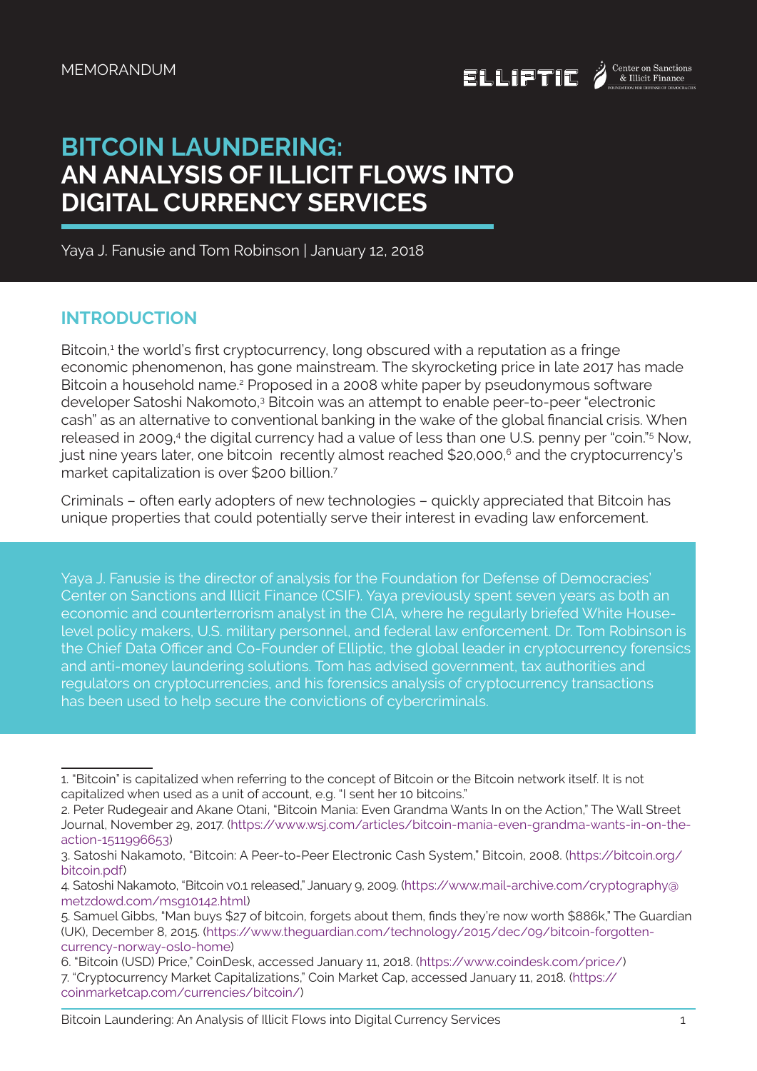MEMORANDUM

ELLIPTIC | Center on Sanctions & Illicit Finance

# BITCOIN LAUNDERING: AN ANALYSIS OF ILLICIT FLOWS INTO DIGITAL CURRENCY SERVICES

Yaya J. Fanusie and Tom Robinson | January 12, 2018

## INTRODUCTION

Bitcoin,[1] the world's first cryptocurrency, long obscured with a reputation as a fringe economic phenomenon, has gone mainstream. The skyrocketing price in late 2017 has made Bitcoin a household name.[2] Proposed in a 2008 white paper by pseudonymous software developer Satoshi Nakomoto,[3] Bitcoin was an attempt to enable peer-to-peer "electronic cash" as an alternative to conventional banking in the wake of the global financial crisis. When released in 2009,[4] the digital currency had a value of less than one U.S. penny per "coin."[5] Now, just nine years later, one bitcoin recently almost reached $20,000,[6] and the cryptocurrency's market capitalization is over $200 billion.[7]

Criminals – often early adopters of new technologies – quickly appreciated that Bitcoin has unique properties that could potentially serve their interest in evading law enforcement.

Yaya J. Fanusie is the director of analysis for the Foundation for Defense of Democracies' Center on Sanctions and Illicit Finance (CSIF). Yaya previously spent seven years as both an economic and counterterrorism analyst in the CIA, where he regularly briefed White House-level policy makers, U.S. military personnel, and federal law enforcement. Dr. Tom Robinson is the Chief Data Officer and Co-Founder of Elliptic, the global leader in cryptocurrency forensics and anti-money laundering solutions. Tom has advised government, tax authorities and regulators on cryptocurrencies, and his forensics analysis of cryptocurrency transactions has been used to help secure the convictions of cybercriminals.

---

1. "Bitcoin" is capitalized when referring to the concept of Bitcoin or the Bitcoin network itself. It is not capitalized when used as a unit of account, e.g. "I sent her 10 bitcoins."
2. Peter Rudegeair and Akane Otani, "Bitcoin Mania: Even Grandma Wants In on the Action," The Wall Street Journal, November 29, 2017. (https://www.wsj.com/articles/bitcoin-mania-even-grandma-wants-in-on-the-action-1511996653)
3. Satoshi Nakamoto, "Bitcoin: A Peer-to-Peer Electronic Cash System," Bitcoin, 2008. (https://bitcoin.org/bitcoin.pdf)
4. Satoshi Nakamoto, "Bitcoin v0.1 released," January 9, 2009. (https://www.mail-archive.com/cryptography@metzdowd.com/msg10142.html)
5. Samuel Gibbs, "Man buys $27 of bitcoin, forgets about them, finds they're now worth $886k," The Guardian (UK), December 8, 2015. (https://www.theguardian.com/technology/2015/dec/09/bitcoin-forgotten-currency-norway-oslo-home)
6. "Bitcoin (USD) Price," CoinDesk, accessed January 11, 2018. (https://www.coindesk.com/price/)
7. "Cryptocurrency Market Capitalizations," Coin Market Cap, accessed January 11, 2018. (https://coinmarketcap.com/currencies/bitcoin/)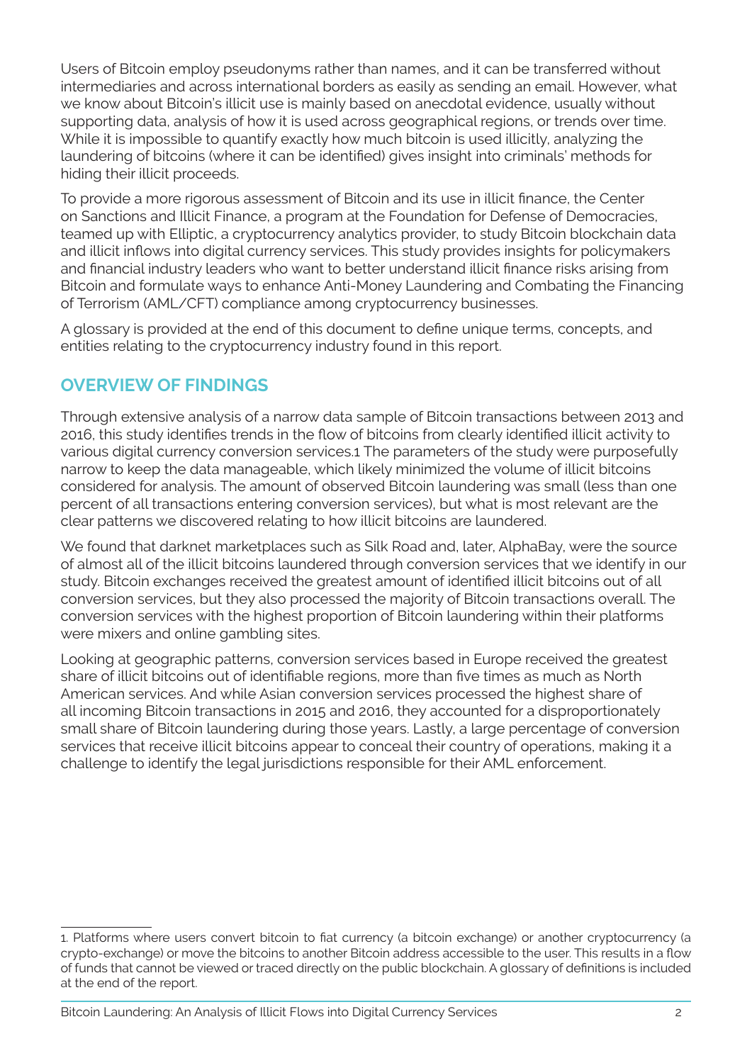Users of Bitcoin employ pseudonyms rather than names, and it can be transferred without intermediaries and across international borders as easily as sending an email. However, what we know about Bitcoin's illicit use is mainly based on anecdotal evidence, usually without supporting data, analysis of how it is used across geographical regions, or trends over time. While it is impossible to quantify exactly how much bitcoin is used illicitly, analyzing the laundering of bitcoins (where it can be identified) gives insight into criminals' methods for hiding their illicit proceeds.

To provide a more rigorous assessment of Bitcoin and its use in illicit finance, the Center on Sanctions and Illicit Finance, a program at the Foundation for Defense of Democracies, teamed up with Elliptic, a cryptocurrency analytics provider, to study Bitcoin blockchain data and illicit inflows into digital currency services. This study provides insights for policymakers and financial industry leaders who want to better understand illicit finance risks arising from Bitcoin and formulate ways to enhance Anti-Money Laundering and Combating the Financing of Terrorism (AML/CFT) compliance among cryptocurrency businesses.

A glossary is provided at the end of this document to define unique terms, concepts, and entities relating to the cryptocurrency industry found in this report.

## OVERVIEW OF FINDINGS

Through extensive analysis of a narrow data sample of Bitcoin transactions between 2013 and 2016, this study identifies trends in the flow of bitcoins from clearly identified illicit activity to various digital currency conversion services.[1] The parameters of the study were purposefully narrow to keep the data manageable, which likely minimized the volume of illicit bitcoins considered for analysis. The amount of observed Bitcoin laundering was small (less than one percent of all transactions entering conversion services), but what is most relevant are the clear patterns we discovered relating to how illicit bitcoins are laundered.

We found that darknet marketplaces such as Silk Road and, later, AlphaBay, were the source of almost all of the illicit bitcoins laundered through conversion services that we identify in our study. Bitcoin exchanges received the greatest amount of identified illicit bitcoins out of all conversion services, but they also processed the majority of Bitcoin transactions overall. The conversion services with the highest proportion of Bitcoin laundering within their platforms were mixers and online gambling sites.

Looking at geographic patterns, conversion services based in Europe received the greatest share of illicit bitcoins out of identifiable regions, more than five times as much as North American services. And while Asian conversion services processed the highest share of all incoming Bitcoin transactions in 2015 and 2016, they accounted for a disproportionately small share of Bitcoin laundering during those years. Lastly, a large percentage of conversion services that receive illicit bitcoins appear to conceal their country of operations, making it a challenge to identify the legal jurisdictions responsible for their AML enforcement.

---

1. Platforms where users convert bitcoin to fiat currency (a bitcoin exchange) or another cryptocurrency (a crypto-exchange) or move the bitcoins to another Bitcoin address accessible to the user. This results in a flow of funds that cannot be viewed or traced directly on the public blockchain. A glossary of definitions is included at the end of the report.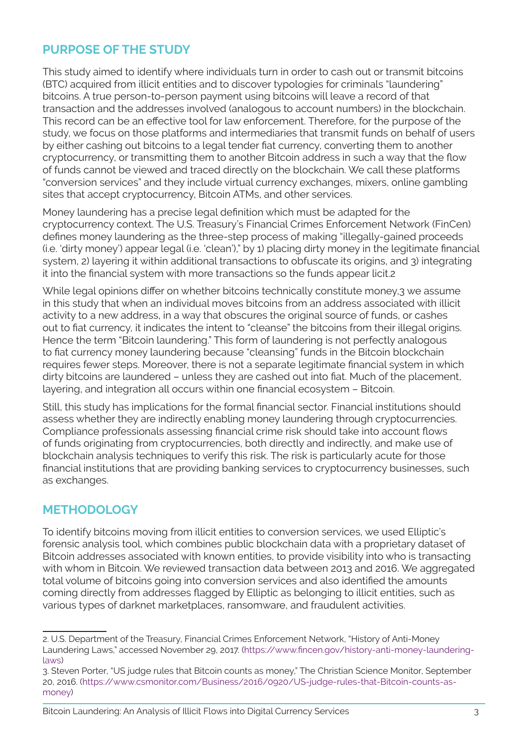## PURPOSE OF THE STUDY

This study aimed to identify where individuals turn in order to cash out or transmit bitcoins (BTC) acquired from illicit entities and to discover typologies for criminals "laundering" bitcoins. A true person-to-person payment using bitcoins will leave a record of that transaction and the addresses involved (analogous to account numbers) in the blockchain. This record can be an effective tool for law enforcement. Therefore, for the purpose of the study, we focus on those platforms and intermediaries that transmit funds on behalf of users by either cashing out bitcoins to a legal tender fiat currency, converting them to another cryptocurrency, or transmitting them to another Bitcoin address in such a way that the flow of funds cannot be viewed and traced directly on the blockchain. We call these platforms "conversion services" and they include virtual currency exchanges, mixers, online gambling sites that accept cryptocurrency, Bitcoin ATMs, and other services.

Money laundering has a precise legal definition which must be adapted for the cryptocurrency context. The U.S. Treasury's Financial Crimes Enforcement Network (FinCen) defines money laundering as the three-step process of making "illegally-gained proceeds (i.e. 'dirty money') appear legal (i.e. 'clean')," by 1) placing dirty money in the legitimate financial system, 2) layering it within additional transactions to obfuscate its origins, and 3) integrating it into the financial system with more transactions so the funds appear licit.[2]

While legal opinions differ on whether bitcoins technically constitute money,[3] we assume in this study that when an individual moves bitcoins from an address associated with illicit activity to a new address, in a way that obscures the original source of funds, or cashes out to fiat currency, it indicates the intent to "cleanse" the bitcoins from their illegal origins. Hence the term "Bitcoin laundering." This form of laundering is not perfectly analogous to fiat currency money laundering because "cleansing" funds in the Bitcoin blockchain requires fewer steps. Moreover, there is not a separate legitimate financial system in which dirty bitcoins are laundered – unless they are cashed out into fiat. Much of the placement, layering, and integration all occurs within one financial ecosystem – Bitcoin.

Still, this study has implications for the formal financial sector. Financial institutions should assess whether they are indirectly enabling money laundering through cryptocurrencies. Compliance professionals assessing financial crime risk should take into account flows of funds originating from cryptocurrencies, both directly and indirectly, and make use of blockchain analysis techniques to verify this risk. The risk is particularly acute for those financial institutions that are providing banking services to cryptocurrency businesses, such as exchanges.

## METHODOLOGY

To identify bitcoins moving from illicit entities to conversion services, we used Elliptic's forensic analysis tool, which combines public blockchain data with a proprietary dataset of Bitcoin addresses associated with known entities, to provide visibility into who is transacting with whom in Bitcoin. We reviewed transaction data between 2013 and 2016. We aggregated total volume of bitcoins going into conversion services and also identified the amounts coming directly from addresses flagged by Elliptic as belonging to illicit entities, such as various types of darknet marketplaces, ransomware, and fraudulent activities.

---

2. U.S. Department of the Treasury, Financial Crimes Enforcement Network, "History of Anti-Money Laundering Laws," accessed November 29, 2017. (https://www.fincen.gov/history-anti-money-laundering-laws)

3. Steven Porter, "US judge rules that Bitcoin counts as money," The Christian Science Monitor, September 20, 2016. (https://www.csmonitor.com/Business/2016/0920/US-judge-rules-that-Bitcoin-counts-as-money)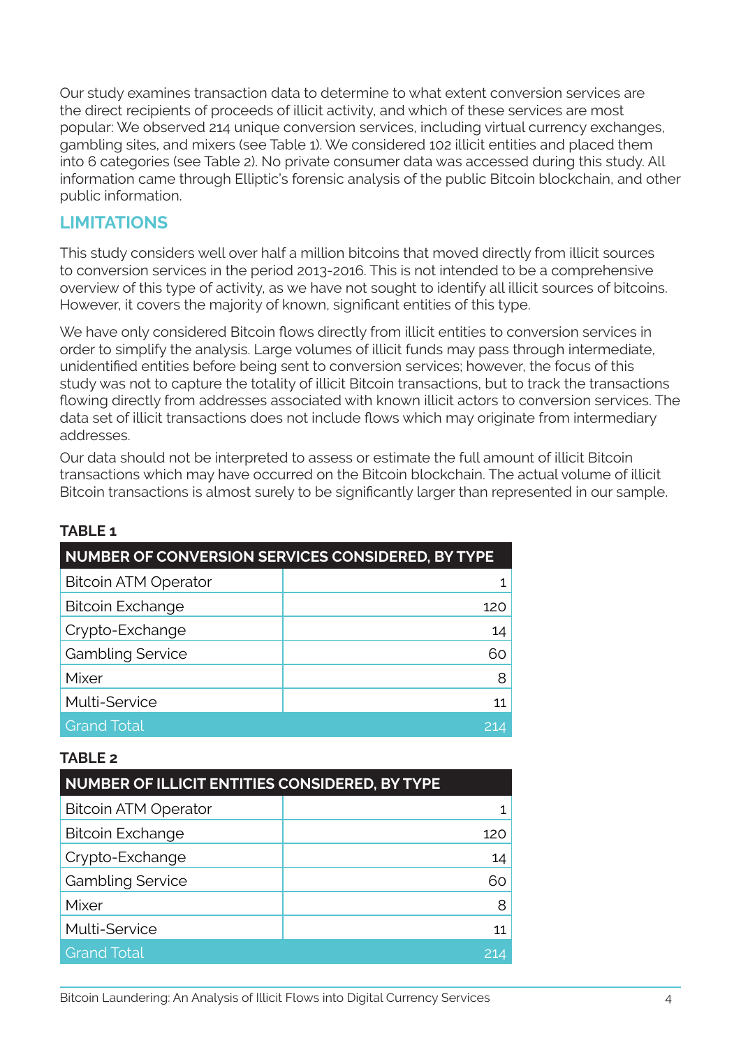Our study examines transaction data to determine to what extent conversion services are the direct recipients of proceeds of illicit activity, and which of these services are most popular: We observed 214 unique conversion services, including virtual currency exchanges, gambling sites, and mixers (see Table 1). We considered 102 illicit entities and placed them into 6 categories (see Table 2). No private consumer data was accessed during this study. All information came through Elliptic's forensic analysis of the public Bitcoin blockchain, and other public information.

## LIMITATIONS

This study considers well over half a million bitcoins that moved directly from illicit sources to conversion services in the period 2013-2016. This is not intended to be a comprehensive overview of this type of activity, as we have not sought to identify all illicit sources of bitcoins. However, it covers the majority of known, significant entities of this type.

We have only considered Bitcoin flows directly from illicit entities to conversion services in order to simplify the analysis. Large volumes of illicit funds may pass through intermediate, unidentified entities before being sent to conversion services; however, the focus of this study was not to capture the totality of illicit Bitcoin transactions, but to track the transactions flowing directly from addresses associated with known illicit actors to conversion services. The data set of illicit transactions does not include flows which may originate from intermediary addresses.

Our data should not be interpreted to assess or estimate the full amount of illicit Bitcoin transactions which may have occurred on the Bitcoin blockchain. The actual volume of illicit Bitcoin transactions is almost surely to be significantly larger than represented in our sample.

**TABLE 1**

| NUMBER OF CONVERSION SERVICES CONSIDERED, BY TYPE | |
|---|---|
| Bitcoin ATM Operator | 1 |
| Bitcoin Exchange | 120 |
| Crypto-Exchange | 14 |
| Gambling Service | 60 |
| Mixer | 8 |
| Multi-Service | 11 |
| Grand Total | 214 |

**TABLE 2**

| NUMBER OF ILLICIT ENTITIES CONSIDERED, BY TYPE | |
|---|---|
| Bitcoin ATM Operator | 1 |
| Bitcoin Exchange | 120 |
| Crypto-Exchange | 14 |
| Gambling Service | 60 |
| Mixer | 8 |
| Multi-Service | 11 |
| Grand Total | 214 |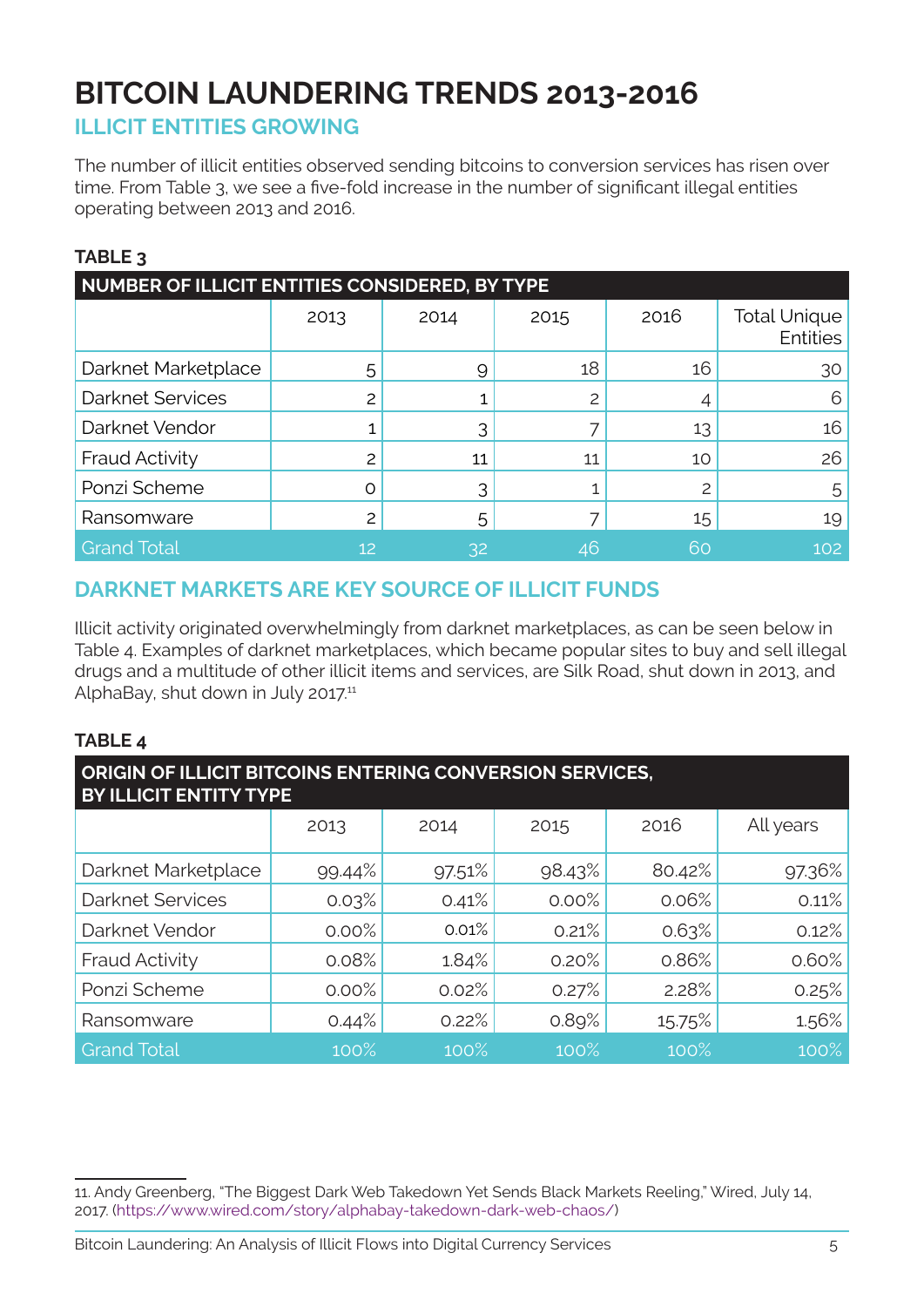# BITCOIN LAUNDERING TRENDS 2013-2016

## ILLICIT ENTITIES GROWING

The number of illicit entities observed sending bitcoins to conversion services has risen over time. From Table 3, we see a five-fold increase in the number of significant illegal entities operating between 2013 and 2016.

**TABLE 3**

**NUMBER OF ILLICIT ENTITIES CONSIDERED, BY TYPE**

| | 2013 | 2014 | 2015 | 2016 | Total Unique Entities |
|---|---|---|---|---|---|
| Darknet Marketplace | 5 | 9 | 18 | 16 | 30 |
| Darknet Services | 2 | 1 | 2 | 4 | 6 |
| Darknet Vendor | 1 | 3 | 7 | 13 | 16 |
| Fraud Activity | 2 | 11 | 11 | 10 | 26 |
| Ponzi Scheme | 0 | 3 | 1 | 2 | 5 |
| Ransomware | 2 | 5 | 7 | 15 | 19 |
| Grand Total | 12 | 32 | 46 | 60 | 102 |

## DARKNET MARKETS ARE KEY SOURCE OF ILLICIT FUNDS

Illicit activity originated overwhelmingly from darknet marketplaces, as can be seen below in Table 4. Examples of darknet marketplaces, which became popular sites to buy and sell illegal drugs and a multitude of other illicit items and services, are Silk Road, shut down in 2013, and AlphaBay, shut down in July 2017.[11]

**TABLE 4**

**ORIGIN OF ILLICIT BITCOINS ENTERING CONVERSION SERVICES, BY ILLICIT ENTITY TYPE**

| | 2013 | 2014 | 2015 | 2016 | All years |
|---|---|---|---|---|---|
| Darknet Marketplace | 99.44% | 97.51% | 98.43% | 80.42% | 97.36% |
| Darknet Services | 0.03% | 0.41% | 0.00% | 0.06% | 0.11% |
| Darknet Vendor | 0.00% | 0.01% | 0.21% | 0.63% | 0.12% |
| Fraud Activity | 0.08% | 1.84% | 0.20% | 0.86% | 0.60% |
| Ponzi Scheme | 0.00% | 0.02% | 0.27% | 2.28% | 0.25% |
| Ransomware | 0.44% | 0.22% | 0.89% | 15.75% | 1.56% |
| Grand Total | 100% | 100% | 100% | 100% | 100% |

---

11. Andy Greenberg, "The Biggest Dark Web Takedown Yet Sends Black Markets Reeling," Wired, July 14, 2017. (https://www.wired.com/story/alphabay-takedown-dark-web-chaos/)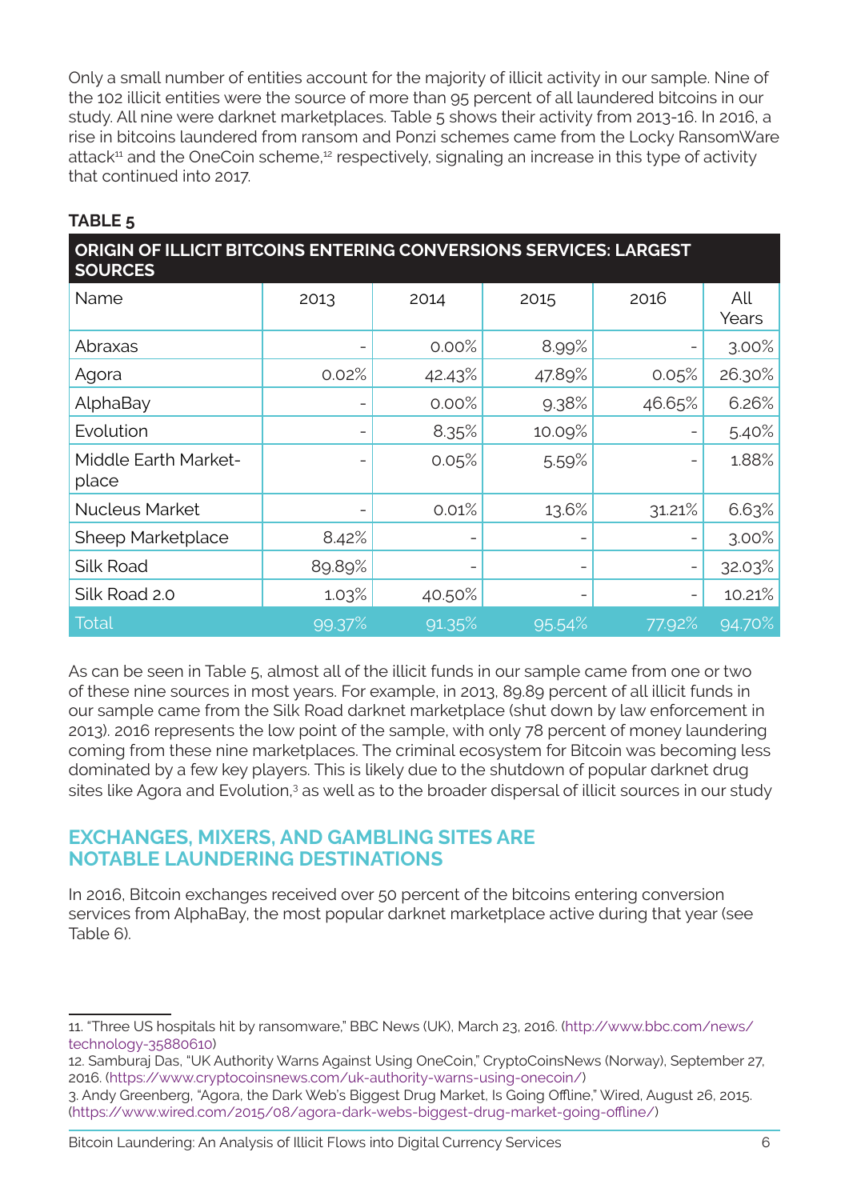Only a small number of entities account for the majority of illicit activity in our sample. Nine of the 102 illicit entities were the source of more than 95 percent of all laundered bitcoins in our study. All nine were darknet marketplaces. Table 5 shows their activity from 2013-16. In 2016, a rise in bitcoins laundered from ransom and Ponzi schemes came from the Locky RansomWare attack[11] and the OneCoin scheme,[12] respectively, signaling an increase in this type of activity that continued into 2017.

**TABLE 5**

**ORIGIN OF ILLICIT BITCOINS ENTERING CONVERSIONS SERVICES: LARGEST SOURCES**

| Name | 2013 | 2014 | 2015 | 2016 | All Years |
|---|---|---|---|---|---|
| Abraxas | - | 0.00% | 8.99% | - | 3.00% |
| Agora | 0.02% | 42.43% | 47.89% | 0.05% | 26.30% |
| AlphaBay | - | 0.00% | 9.38% | 46.65% | 6.26% |
| Evolution | - | 8.35% | 10.09% | - | 5.40% |
| Middle Earth Market-place | - | 0.05% | 5.59% | - | 1.88% |
| Nucleus Market | - | 0.01% | 13.6% | 31.21% | 6.63% |
| Sheep Marketplace | 8.42% | - | - | - | 3.00% |
| Silk Road | 89.89% | - | - | - | 32.03% |
| Silk Road 2.0 | 1.03% | 40.50% | - | - | 10.21% |
| Total | 99.37% | 91.35% | 95.54% | 77.92% | 94.70% |

As can be seen in Table 5, almost all of the illicit funds in our sample came from one or two of these nine sources in most years. For example, in 2013, 89.89 percent of all illicit funds in our sample came from the Silk Road darknet marketplace (shut down by law enforcement in 2013). 2016 represents the low point of the sample, with only 78 percent of money laundering coming from these nine marketplaces. The criminal ecosystem for Bitcoin was becoming less dominated by a few key players. This is likely due to the shutdown of popular darknet drug sites like Agora and Evolution,[3] as well as to the broader dispersal of illicit sources in our study

## EXCHANGES, MIXERS, AND GAMBLING SITES ARE NOTABLE LAUNDERING DESTINATIONS

In 2016, Bitcoin exchanges received over 50 percent of the bitcoins entering conversion services from AlphaBay, the most popular darknet marketplace active during that year (see Table 6).

---

11. "Three US hospitals hit by ransomware," BBC News (UK), March 23, 2016. (http://www.bbc.com/news/technology-35880610)

12. Samburaj Das, "UK Authority Warns Against Using OneCoin," CryptoCoinsNews (Norway), September 27, 2016. (https://www.cryptocoinsnews.com/uk-authority-warns-using-onecoin/)

3. Andy Greenberg, "Agora, the Dark Web's Biggest Drug Market, Is Going Offline," Wired, August 26, 2015. (https://www.wired.com/2015/08/agora-dark-webs-biggest-drug-market-going-offline/)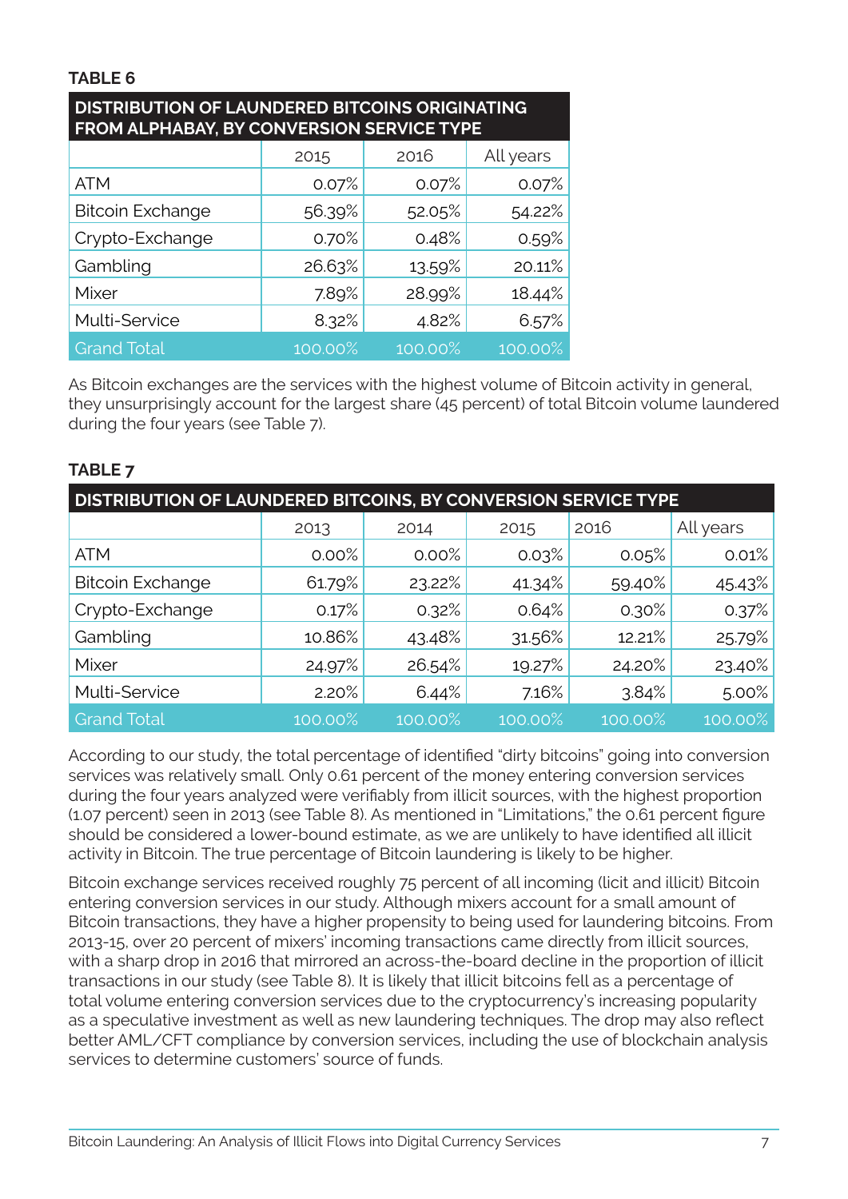**TABLE 6**

| DISTRIBUTION OF LAUNDERED BITCOINS ORIGINATING FROM ALPHABAY, BY CONVERSION SERVICE TYPE | | | |
|---|---|---|---|
| | 2015 | 2016 | All years |
| ATM | 0.07% | 0.07% | 0.07% |
| Bitcoin Exchange | 56.39% | 52.05% | 54.22% |
| Crypto-Exchange | 0.70% | 0.48% | 0.59% |
| Gambling | 26.63% | 13.59% | 20.11% |
| Mixer | 7.89% | 28.99% | 18.44% |
| Multi-Service | 8.32% | 4.82% | 6.57% |
| Grand Total | 100.00% | 100.00% | 100.00% |

As Bitcoin exchanges are the services with the highest volume of Bitcoin activity in general, they unsurprisingly account for the largest share (45 percent) of total Bitcoin volume laundered during the four years (see Table 7).

**TABLE 7**

| DISTRIBUTION OF LAUNDERED BITCOINS, BY CONVERSION SERVICE TYPE | | | | | |
|---|---|---|---|---|---|
| | 2013 | 2014 | 2015 | 2016 | All years |
| ATM | 0.00% | 0.00% | 0.03% | 0.05% | 0.01% |
| Bitcoin Exchange | 61.79% | 23.22% | 41.34% | 59.40% | 45.43% |
| Crypto-Exchange | 0.17% | 0.32% | 0.64% | 0.30% | 0.37% |
| Gambling | 10.86% | 43.48% | 31.56% | 12.21% | 25.79% |
| Mixer | 24.97% | 26.54% | 19.27% | 24.20% | 23.40% |
| Multi-Service | 2.20% | 6.44% | 7.16% | 3.84% | 5.00% |
| Grand Total | 100.00% | 100.00% | 100.00% | 100.00% | 100.00% |

According to our study, the total percentage of identified "dirty bitcoins" going into conversion services was relatively small. Only 0.61 percent of the money entering conversion services during the four years analyzed were verifiably from illicit sources, with the highest proportion (1.07 percent) seen in 2013 (see Table 8). As mentioned in "Limitations," the 0.61 percent figure should be considered a lower-bound estimate, as we are unlikely to have identified all illicit activity in Bitcoin. The true percentage of Bitcoin laundering is likely to be higher.

Bitcoin exchange services received roughly 75 percent of all incoming (licit and illicit) Bitcoin entering conversion services in our study. Although mixers account for a small amount of Bitcoin transactions, they have a higher propensity to being used for laundering bitcoins. From 2013-15, over 20 percent of mixers' incoming transactions came directly from illicit sources, with a sharp drop in 2016 that mirrored an across-the-board decline in the proportion of illicit transactions in our study (see Table 8). It is likely that illicit bitcoins fell as a percentage of total volume entering conversion services due to the cryptocurrency's increasing popularity as a speculative investment as well as new laundering techniques. The drop may also reflect better AML/CFT compliance by conversion services, including the use of blockchain analysis services to determine customers' source of funds.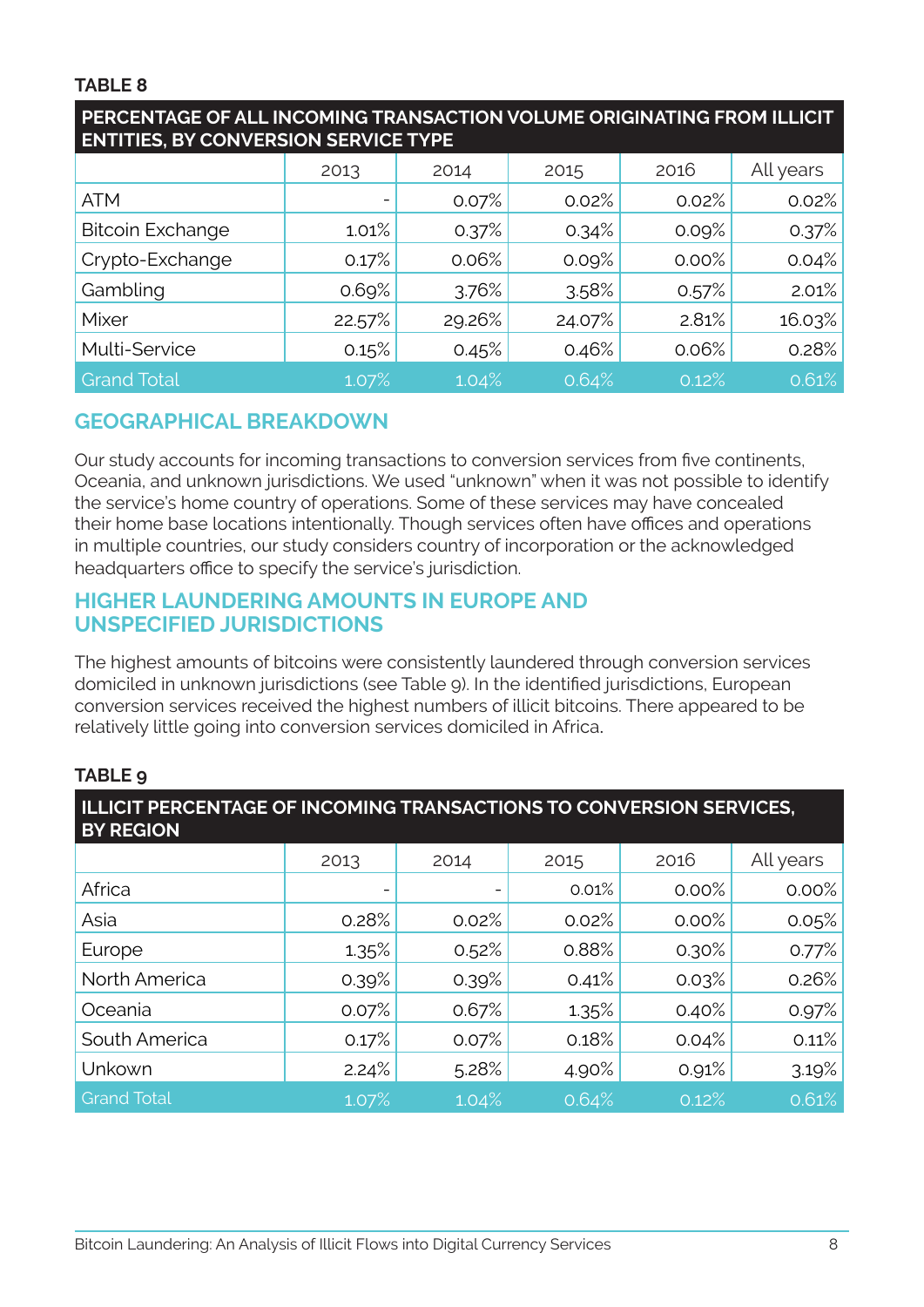**TABLE 8**

| PERCENTAGE OF ALL INCOMING TRANSACTION VOLUME ORIGINATING FROM ILLICIT ENTITIES, BY CONVERSION SERVICE TYPE | | | | | |
|---|---|---|---|---|---|
| | 2013 | 2014 | 2015 | 2016 | All years |
| ATM | - | 0.07% | 0.02% | 0.02% | 0.02% |
| Bitcoin Exchange | 1.01% | 0.37% | 0.34% | 0.09% | 0.37% |
| Crypto-Exchange | 0.17% | 0.06% | 0.09% | 0.00% | 0.04% |
| Gambling | 0.69% | 3.76% | 3.58% | 0.57% | 2.01% |
| Mixer | 22.57% | 29.26% | 24.07% | 2.81% | 16.03% |
| Multi-Service | 0.15% | 0.45% | 0.46% | 0.06% | 0.28% |
| Grand Total | 1.07% | 1.04% | 0.64% | 0.12% | 0.61% |

## GEOGRAPHICAL BREAKDOWN

Our study accounts for incoming transactions to conversion services from five continents, Oceania, and unknown jurisdictions. We used "unknown" when it was not possible to identify the service's home country of operations. Some of these services may have concealed their home base locations intentionally. Though services often have offices and operations in multiple countries, our study considers country of incorporation or the acknowledged headquarters office to specify the service's jurisdiction.

## HIGHER LAUNDERING AMOUNTS IN EUROPE AND UNSPECIFIED JURISDICTIONS

The highest amounts of bitcoins were consistently laundered through conversion services domiciled in unknown jurisdictions (see Table 9). In the identified jurisdictions, European conversion services received the highest numbers of illicit bitcoins. There appeared to be relatively little going into conversion services domiciled in Africa.

**TABLE 9**

| ILLICIT PERCENTAGE OF INCOMING TRANSACTIONS TO CONVERSION SERVICES, BY REGION | | | | | |
|---|---|---|---|---|---|
| | 2013 | 2014 | 2015 | 2016 | All years |
| Africa | - | - | 0.01% | 0.00% | 0.00% |
| Asia | 0.28% | 0.02% | 0.02% | 0.00% | 0.05% |
| Europe | 1.35% | 0.52% | 0.88% | 0.30% | 0.77% |
| North America | 0.39% | 0.39% | 0.41% | 0.03% | 0.26% |
| Oceania | 0.07% | 0.67% | 1.35% | 0.40% | 0.97% |
| South America | 0.17% | 0.07% | 0.18% | 0.04% | 0.11% |
| Unkown | 2.24% | 5.28% | 4.90% | 0.91% | 3.19% |
| Grand Total | 1.07% | 1.04% | 0.64% | 0.12% | 0.61% |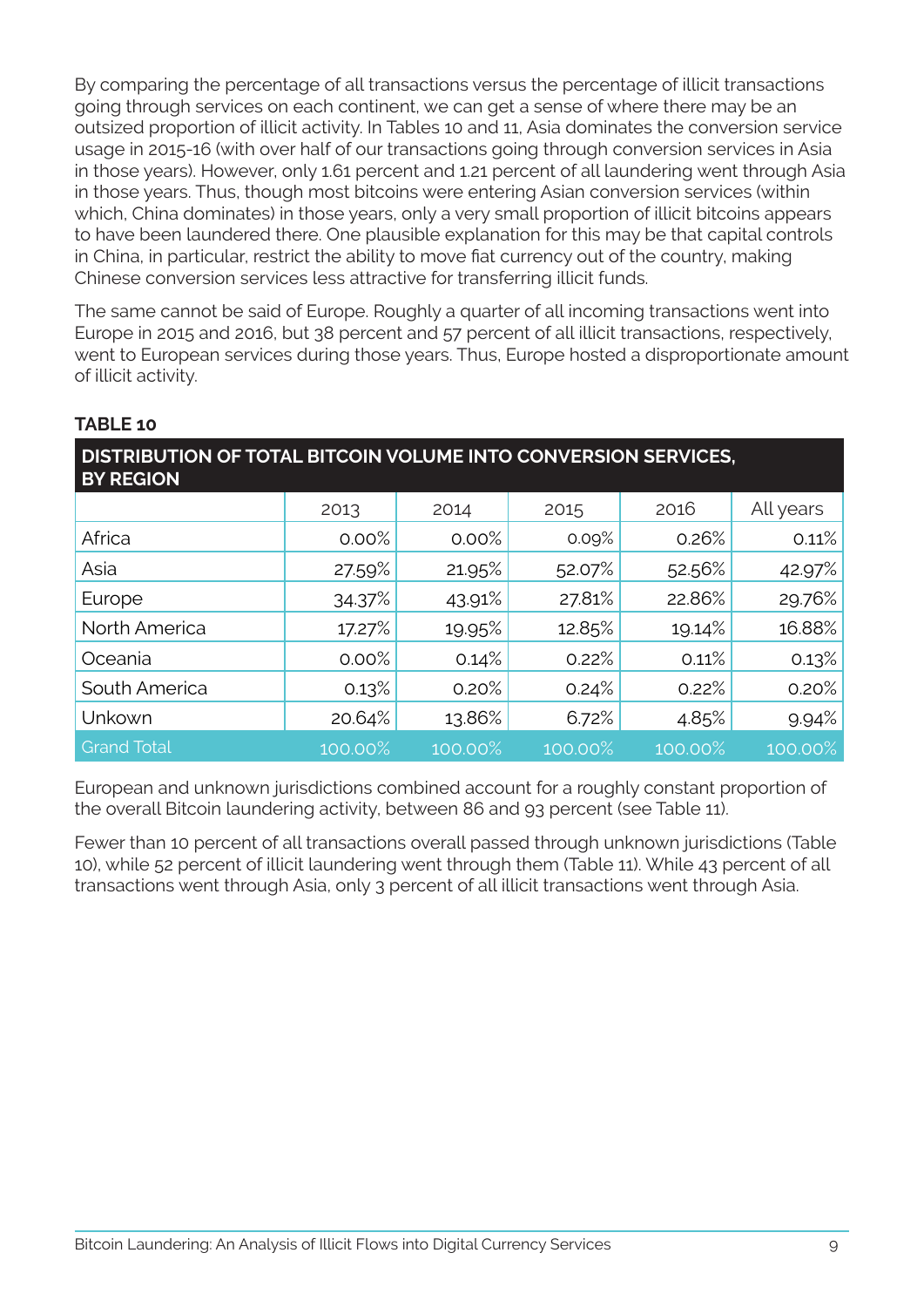By comparing the percentage of all transactions versus the percentage of illicit transactions going through services on each continent, we can get a sense of where there may be an outsized proportion of illicit activity. In Tables 10 and 11, Asia dominates the conversion service usage in 2015-16 (with over half of our transactions going through conversion services in Asia in those years). However, only 1.61 percent and 1.21 percent of all laundering went through Asia in those years. Thus, though most bitcoins were entering Asian conversion services (within which, China dominates) in those years, only a very small proportion of illicit bitcoins appears to have been laundered there. One plausible explanation for this may be that capital controls in China, in particular, restrict the ability to move fiat currency out of the country, making Chinese conversion services less attractive for transferring illicit funds.

The same cannot be said of Europe. Roughly a quarter of all incoming transactions went into Europe in 2015 and 2016, but 38 percent and 57 percent of all illicit transactions, respectively, went to European services during those years. Thus, Europe hosted a disproportionate amount of illicit activity.

**TABLE 10**

**DISTRIBUTION OF TOTAL BITCOIN VOLUME INTO CONVERSION SERVICES, BY REGION**

| | 2013 | 2014 | 2015 | 2016 | All years |
|---|---|---|---|---|---|
| Africa | 0.00% | 0.00% | 0.09% | 0.26% | 0.11% |
| Asia | 27.59% | 21.95% | 52.07% | 52.56% | 42.97% |
| Europe | 34.37% | 43.91% | 27.81% | 22.86% | 29.76% |
| North America | 17.27% | 19.95% | 12.85% | 19.14% | 16.88% |
| Oceania | 0.00% | 0.14% | 0.22% | 0.11% | 0.13% |
| South America | 0.13% | 0.20% | 0.24% | 0.22% | 0.20% |
| Unkown | 20.64% | 13.86% | 6.72% | 4.85% | 9.94% |
| Grand Total | 100.00% | 100.00% | 100.00% | 100.00% | 100.00% |

European and unknown jurisdictions combined account for a roughly constant proportion of the overall Bitcoin laundering activity, between 86 and 93 percent (see Table 11).

Fewer than 10 percent of all transactions overall passed through unknown jurisdictions (Table 10), while 52 percent of illicit laundering went through them (Table 11). While 43 percent of all transactions went through Asia, only 3 percent of all illicit transactions went through Asia.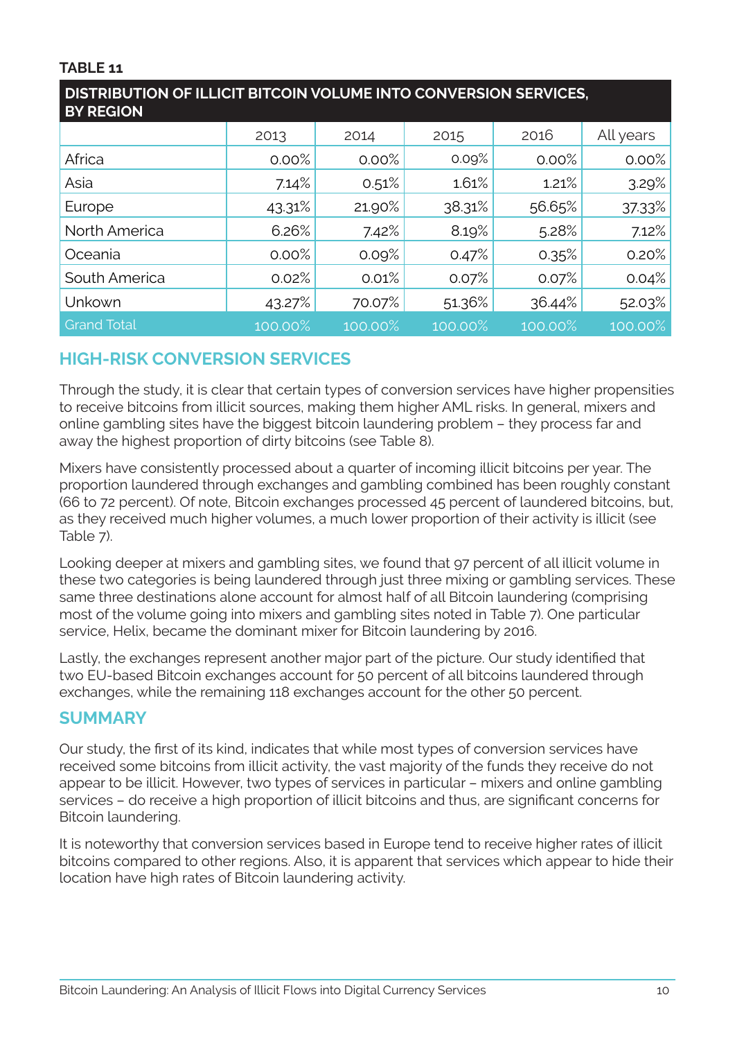**TABLE 11**

**DISTRIBUTION OF ILLICIT BITCOIN VOLUME INTO CONVERSION SERVICES, BY REGION**

| | 2013 | 2014 | 2015 | 2016 | All years |
|---|---|---|---|---|---|
| Africa | 0.00% | 0.00% | 0.09% | 0.00% | 0.00% |
| Asia | 7.14% | 0.51% | 1.61% | 1.21% | 3.29% |
| Europe | 43.31% | 21.90% | 38.31% | 56.65% | 37.33% |
| North America | 6.26% | 7.42% | 8.19% | 5.28% | 7.12% |
| Oceania | 0.00% | 0.09% | 0.47% | 0.35% | 0.20% |
| South America | 0.02% | 0.01% | 0.07% | 0.07% | 0.04% |
| Unkown | 43.27% | 70.07% | 51.36% | 36.44% | 52.03% |
| Grand Total | 100.00% | 100.00% | 100.00% | 100.00% | 100.00% |

## HIGH-RISK CONVERSION SERVICES

Through the study, it is clear that certain types of conversion services have higher propensities to receive bitcoins from illicit sources, making them higher AML risks. In general, mixers and online gambling sites have the biggest bitcoin laundering problem – they process far and away the highest proportion of dirty bitcoins (see Table 8).

Mixers have consistently processed about a quarter of incoming illicit bitcoins per year. The proportion laundered through exchanges and gambling combined has been roughly constant (66 to 72 percent). Of note, Bitcoin exchanges processed 45 percent of laundered bitcoins, but, as they received much higher volumes, a much lower proportion of their activity is illicit (see Table 7).

Looking deeper at mixers and gambling sites, we found that 97 percent of all illicit volume in these two categories is being laundered through just three mixing or gambling services. These same three destinations alone account for almost half of all Bitcoin laundering (comprising most of the volume going into mixers and gambling sites noted in Table 7). One particular service, Helix, became the dominant mixer for Bitcoin laundering by 2016.

Lastly, the exchanges represent another major part of the picture. Our study identified that two EU-based Bitcoin exchanges account for 50 percent of all bitcoins laundered through exchanges, while the remaining 118 exchanges account for the other 50 percent.

## SUMMARY

Our study, the first of its kind, indicates that while most types of conversion services have received some bitcoins from illicit activity, the vast majority of the funds they receive do not appear to be illicit. However, two types of services in particular – mixers and online gambling services – do receive a high proportion of illicit bitcoins and thus, are significant concerns for Bitcoin laundering.

It is noteworthy that conversion services based in Europe tend to receive higher rates of illicit bitcoins compared to other regions. Also, it is apparent that services which appear to hide their location have high rates of Bitcoin laundering activity.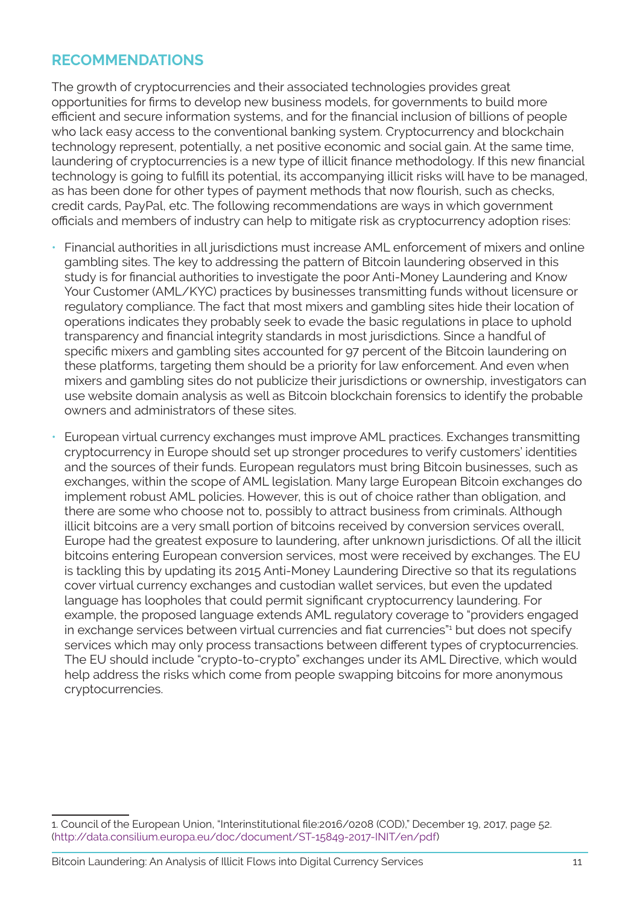## RECOMMENDATIONS

The growth of cryptocurrencies and their associated technologies provides great opportunities for firms to develop new business models, for governments to build more efficient and secure information systems, and for the financial inclusion of billions of people who lack easy access to the conventional banking system. Cryptocurrency and blockchain technology represent, potentially, a net positive economic and social gain. At the same time, laundering of cryptocurrencies is a new type of illicit finance methodology. If this new financial technology is going to fulfill its potential, its accompanying illicit risks will have to be managed, as has been done for other types of payment methods that now flourish, such as checks, credit cards, PayPal, etc. The following recommendations are ways in which government officials and members of industry can help to mitigate risk as cryptocurrency adoption rises:

- Financial authorities in all jurisdictions must increase AML enforcement of mixers and online gambling sites. The key to addressing the pattern of Bitcoin laundering observed in this study is for financial authorities to investigate the poor Anti-Money Laundering and Know Your Customer (AML/KYC) practices by businesses transmitting funds without licensure or regulatory compliance. The fact that most mixers and gambling sites hide their location of operations indicates they probably seek to evade the basic regulations in place to uphold transparency and financial integrity standards in most jurisdictions. Since a handful of specific mixers and gambling sites accounted for 97 percent of the Bitcoin laundering on these platforms, targeting them should be a priority for law enforcement. And even when mixers and gambling sites do not publicize their jurisdictions or ownership, investigators can use website domain analysis as well as Bitcoin blockchain forensics to identify the probable owners and administrators of these sites.
- European virtual currency exchanges must improve AML practices. Exchanges transmitting cryptocurrency in Europe should set up stronger procedures to verify customers' identities and the sources of their funds. European regulators must bring Bitcoin businesses, such as exchanges, within the scope of AML legislation. Many large European Bitcoin exchanges do implement robust AML policies. However, this is out of choice rather than obligation, and there are some who choose not to, possibly to attract business from criminals. Although illicit bitcoins are a very small portion of bitcoins received by conversion services overall, Europe had the greatest exposure to laundering, after unknown jurisdictions. Of all the illicit bitcoins entering European conversion services, most were received by exchanges. The EU is tackling this by updating its 2015 Anti-Money Laundering Directive so that its regulations cover virtual currency exchanges and custodian wallet services, but even the updated language has loopholes that could permit significant cryptocurrency laundering. For example, the proposed language extends AML regulatory coverage to "providers engaged in exchange services between virtual currencies and fiat currencies"[1] but does not specify services which may only process transactions between different types of cryptocurrencies. The EU should include "crypto-to-crypto" exchanges under its AML Directive, which would help address the risks which come from people swapping bitcoins for more anonymous cryptocurrencies.

1. Council of the European Union, "Interinstitutional file:2016/0208 (COD)," December 19, 2017, page 52. (http://data.consilium.europa.eu/doc/document/ST-15849-2017-INIT/en/pdf)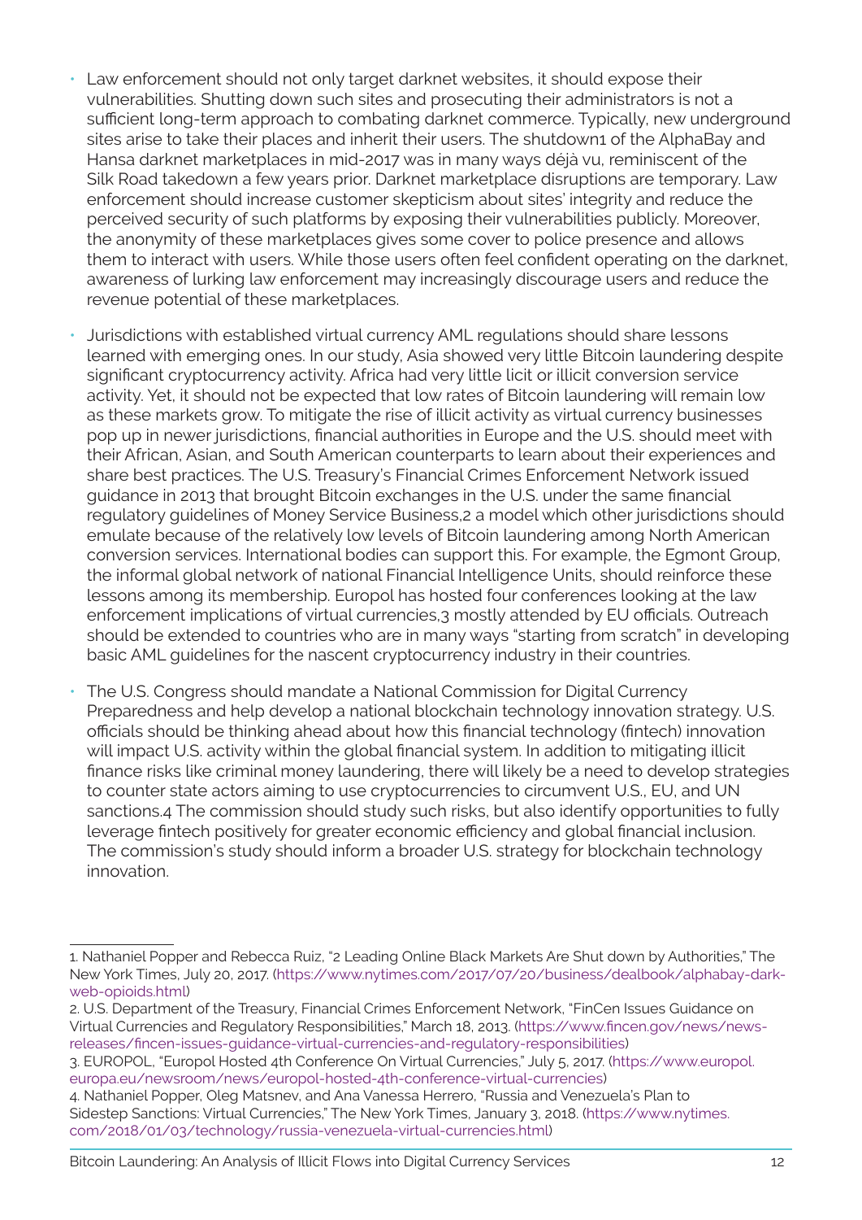- Law enforcement should not only target darknet websites, it should expose their vulnerabilities. Shutting down such sites and prosecuting their administrators is not a sufficient long-term approach to combating darknet commerce. Typically, new underground sites arise to take their places and inherit their users. The shutdown[1] of the AlphaBay and Hansa darknet marketplaces in mid-2017 was in many ways déjà vu, reminiscent of the Silk Road takedown a few years prior. Darknet marketplace disruptions are temporary. Law enforcement should increase customer skepticism about sites' integrity and reduce the perceived security of such platforms by exposing their vulnerabilities publicly. Moreover, the anonymity of these marketplaces gives some cover to police presence and allows them to interact with users. While those users often feel confident operating on the darknet, awareness of lurking law enforcement may increasingly discourage users and reduce the revenue potential of these marketplaces.

- Jurisdictions with established virtual currency AML regulations should share lessons learned with emerging ones. In our study, Asia showed very little Bitcoin laundering despite significant cryptocurrency activity. Africa had very little licit or illicit conversion service activity. Yet, it should not be expected that low rates of Bitcoin laundering will remain low as these markets grow. To mitigate the rise of illicit activity as virtual currency businesses pop up in newer jurisdictions, financial authorities in Europe and the U.S. should meet with their African, Asian, and South American counterparts to learn about their experiences and share best practices. The U.S. Treasury's Financial Crimes Enforcement Network issued guidance in 2013 that brought Bitcoin exchanges in the U.S. under the same financial regulatory guidelines of Money Service Business,[2] a model which other jurisdictions should emulate because of the relatively low levels of Bitcoin laundering among North American conversion services. International bodies can support this. For example, the Egmont Group, the informal global network of national Financial Intelligence Units, should reinforce these lessons among its membership. Europol has hosted four conferences looking at the law enforcement implications of virtual currencies,[3] mostly attended by EU officials. Outreach should be extended to countries who are in many ways "starting from scratch" in developing basic AML guidelines for the nascent cryptocurrency industry in their countries.

- The U.S. Congress should mandate a National Commission for Digital Currency Preparedness and help develop a national blockchain technology innovation strategy. U.S. officials should be thinking ahead about how this financial technology (fintech) innovation will impact U.S. activity within the global financial system. In addition to mitigating illicit finance risks like criminal money laundering, there will likely be a need to develop strategies to counter state actors aiming to use cryptocurrencies to circumvent U.S., EU, and UN sanctions.[4] The commission should study such risks, but also identify opportunities to fully leverage fintech positively for greater economic efficiency and global financial inclusion. The commission's study should inform a broader U.S. strategy for blockchain technology innovation.

---

1. Nathaniel Popper and Rebecca Ruiz, "2 Leading Online Black Markets Are Shut down by Authorities," The New York Times, July 20, 2017. (https://www.nytimes.com/2017/07/20/business/dealbook/alphabay-dark-web-opioids.html)
2. U.S. Department of the Treasury, Financial Crimes Enforcement Network, "FinCen Issues Guidance on Virtual Currencies and Regulatory Responsibilities," March 18, 2013. (https://www.fincen.gov/news/news-releases/fincen-issues-guidance-virtual-currencies-and-regulatory-responsibilities)
3. EUROPOL, "Europol Hosted 4th Conference On Virtual Currencies," July 5, 2017. (https://www.europol.europa.eu/newsroom/news/europol-hosted-4th-conference-virtual-currencies)
4. Nathaniel Popper, Oleg Matsnev, and Ana Vanessa Herrero, "Russia and Venezuela's Plan to Sidestep Sanctions: Virtual Currencies," The New York Times, January 3, 2018. (https://www.nytimes.com/2018/01/03/technology/russia-venezuela-virtual-currencies.html)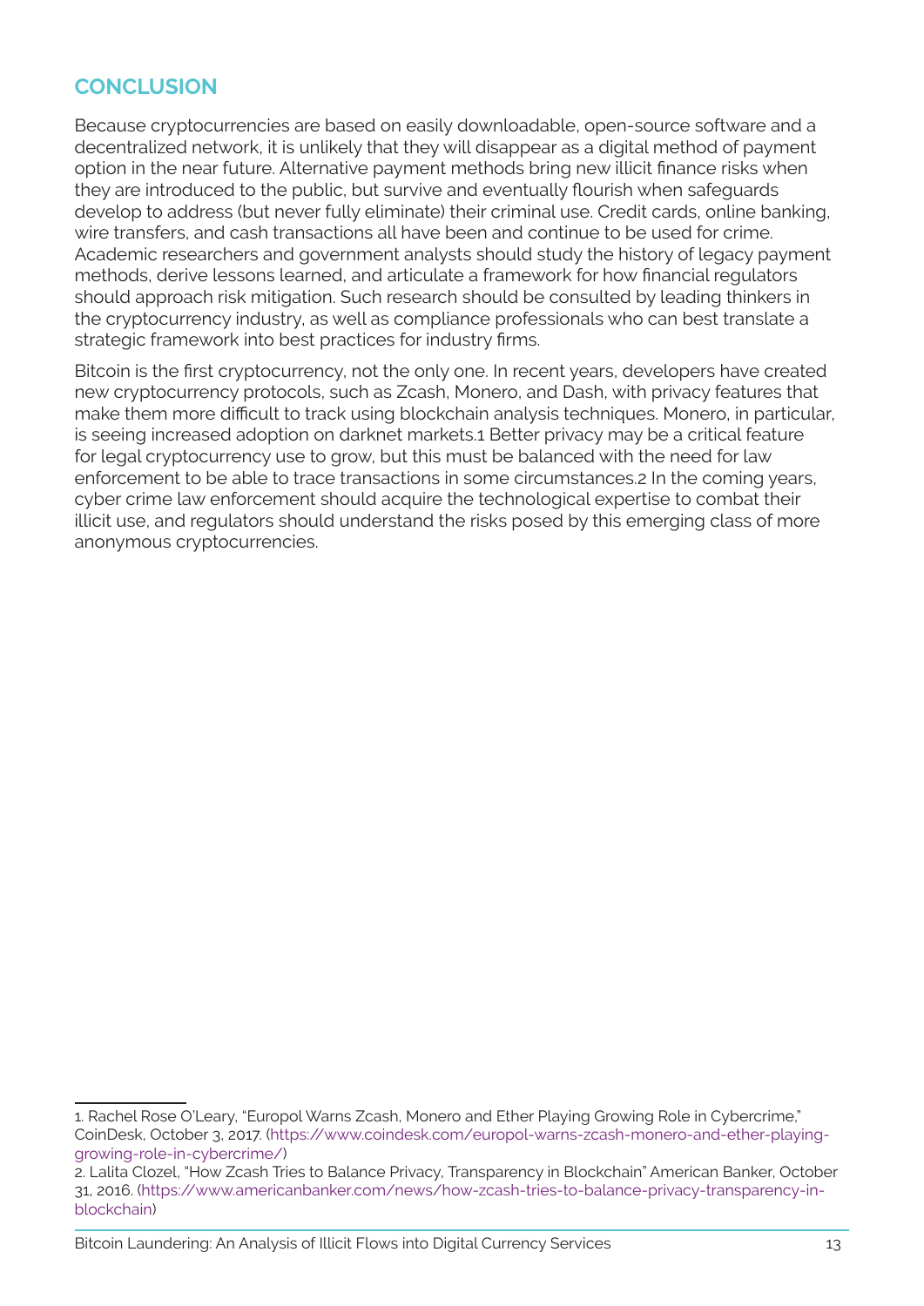## CONCLUSION

Because cryptocurrencies are based on easily downloadable, open-source software and a decentralized network, it is unlikely that they will disappear as a digital method of payment option in the near future. Alternative payment methods bring new illicit finance risks when they are introduced to the public, but survive and eventually flourish when safeguards develop to address (but never fully eliminate) their criminal use. Credit cards, online banking, wire transfers, and cash transactions all have been and continue to be used for crime. Academic researchers and government analysts should study the history of legacy payment methods, derive lessons learned, and articulate a framework for how financial regulators should approach risk mitigation. Such research should be consulted by leading thinkers in the cryptocurrency industry, as well as compliance professionals who can best translate a strategic framework into best practices for industry firms.

Bitcoin is the first cryptocurrency, not the only one. In recent years, developers have created new cryptocurrency protocols, such as Zcash, Monero, and Dash, with privacy features that make them more difficult to track using blockchain analysis techniques. Monero, in particular, is seeing increased adoption on darknet markets.[1] Better privacy may be a critical feature for legal cryptocurrency use to grow, but this must be balanced with the need for law enforcement to be able to trace transactions in some circumstances.[2] In the coming years, cyber crime law enforcement should acquire the technological expertise to combat their illicit use, and regulators should understand the risks posed by this emerging class of more anonymous cryptocurrencies.

---

1. Rachel Rose O'Leary, "Europol Warns Zcash, Monero and Ether Playing Growing Role in Cybercrime," CoinDesk, October 3, 2017. (https://www.coindesk.com/europol-warns-zcash-monero-and-ether-playing-growing-role-in-cybercrime/)

2. Lalita Clozel, "How Zcash Tries to Balance Privacy, Transparency in Blockchain" American Banker, October 31, 2016. (https://www.americanbanker.com/news/how-zcash-tries-to-balance-privacy-transparency-in-blockchain)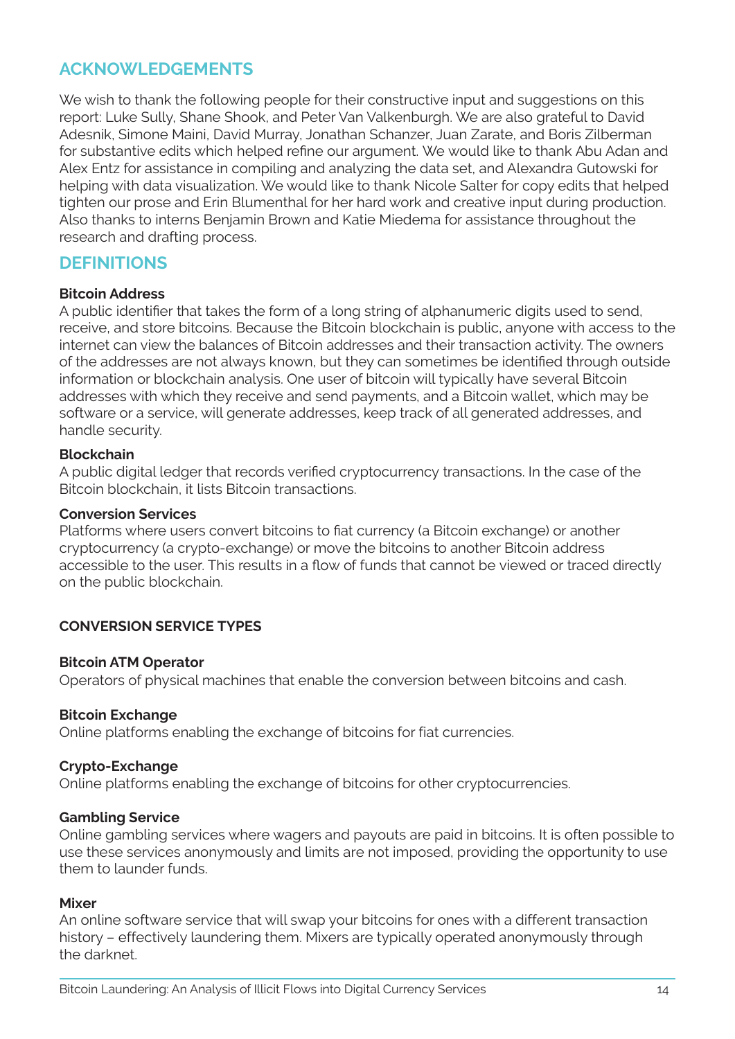## ACKNOWLEDGEMENTS

We wish to thank the following people for their constructive input and suggestions on this report: Luke Sully, Shane Shook, and Peter Van Valkenburgh. We are also grateful to David Adesnik, Simone Maini, David Murray, Jonathan Schanzer, Juan Zarate, and Boris Zilberman for substantive edits which helped refine our argument. We would like to thank Abu Adan and Alex Entz for assistance in compiling and analyzing the data set, and Alexandra Gutowski for helping with data visualization. We would like to thank Nicole Salter for copy edits that helped tighten our prose and Erin Blumenthal for her hard work and creative input during production. Also thanks to interns Benjamin Brown and Katie Miedema for assistance throughout the research and drafting process.

## DEFINITIONS

**Bitcoin Address**
A public identifier that takes the form of a long string of alphanumeric digits used to send, receive, and store bitcoins. Because the Bitcoin blockchain is public, anyone with access to the internet can view the balances of Bitcoin addresses and their transaction activity. The owners of the addresses are not always known, but they can sometimes be identified through outside information or blockchain analysis. One user of bitcoin will typically have several Bitcoin addresses with which they receive and send payments, and a Bitcoin wallet, which may be software or a service, will generate addresses, keep track of all generated addresses, and handle security.

**Blockchain**
A public digital ledger that records verified cryptocurrency transactions. In the case of the Bitcoin blockchain, it lists Bitcoin transactions.

**Conversion Services**
Platforms where users convert bitcoins to fiat currency (a Bitcoin exchange) or another cryptocurrency (a crypto-exchange) or move the bitcoins to another Bitcoin address accessible to the user. This results in a flow of funds that cannot be viewed or traced directly on the public blockchain.

### CONVERSION SERVICE TYPES

**Bitcoin ATM Operator**
Operators of physical machines that enable the conversion between bitcoins and cash.

**Bitcoin Exchange**
Online platforms enabling the exchange of bitcoins for fiat currencies.

**Crypto-Exchange**
Online platforms enabling the exchange of bitcoins for other cryptocurrencies.

**Gambling Service**
Online gambling services where wagers and payouts are paid in bitcoins. It is often possible to use these services anonymously and limits are not imposed, providing the opportunity to use them to launder funds.

**Mixer**
An online software service that will swap your bitcoins for ones with a different transaction history – effectively laundering them. Mixers are typically operated anonymously through the darknet.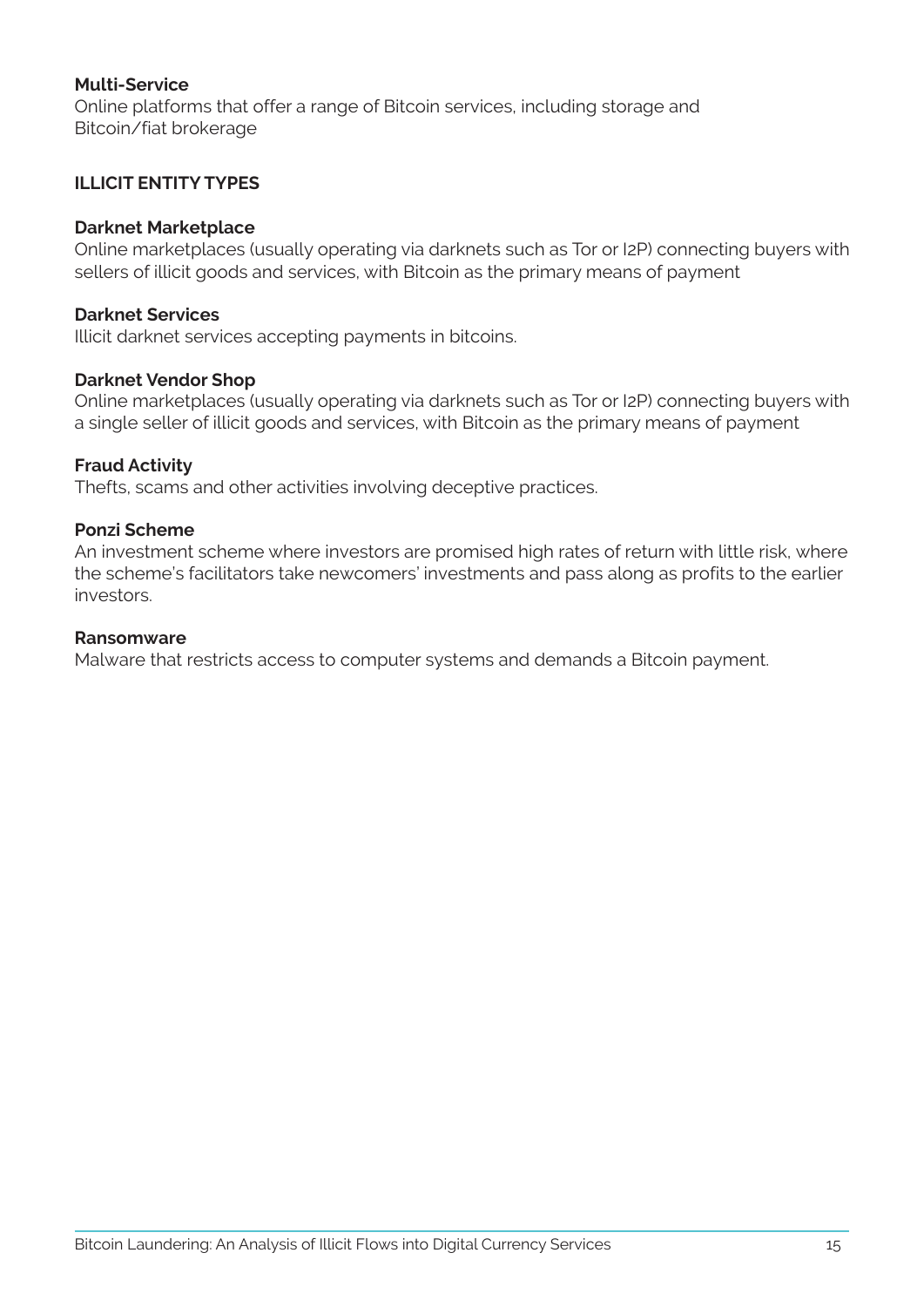**Multi-Service**
Online platforms that offer a range of Bitcoin services, including storage and Bitcoin/fiat brokerage

## ILLICIT ENTITY TYPES

**Darknet Marketplace**
Online marketplaces (usually operating via darknets such as Tor or I2P) connecting buyers with sellers of illicit goods and services, with Bitcoin as the primary means of payment

**Darknet Services**
Illicit darknet services accepting payments in bitcoins.

**Darknet Vendor Shop**
Online marketplaces (usually operating via darknets such as Tor or I2P) connecting buyers with a single seller of illicit goods and services, with Bitcoin as the primary means of payment

**Fraud Activity**
Thefts, scams and other activities involving deceptive practices.

**Ponzi Scheme**
An investment scheme where investors are promised high rates of return with little risk, where the scheme's facilitators take newcomers' investments and pass along as profits to the earlier investors.

**Ransomware**
Malware that restricts access to computer systems and demands a Bitcoin payment.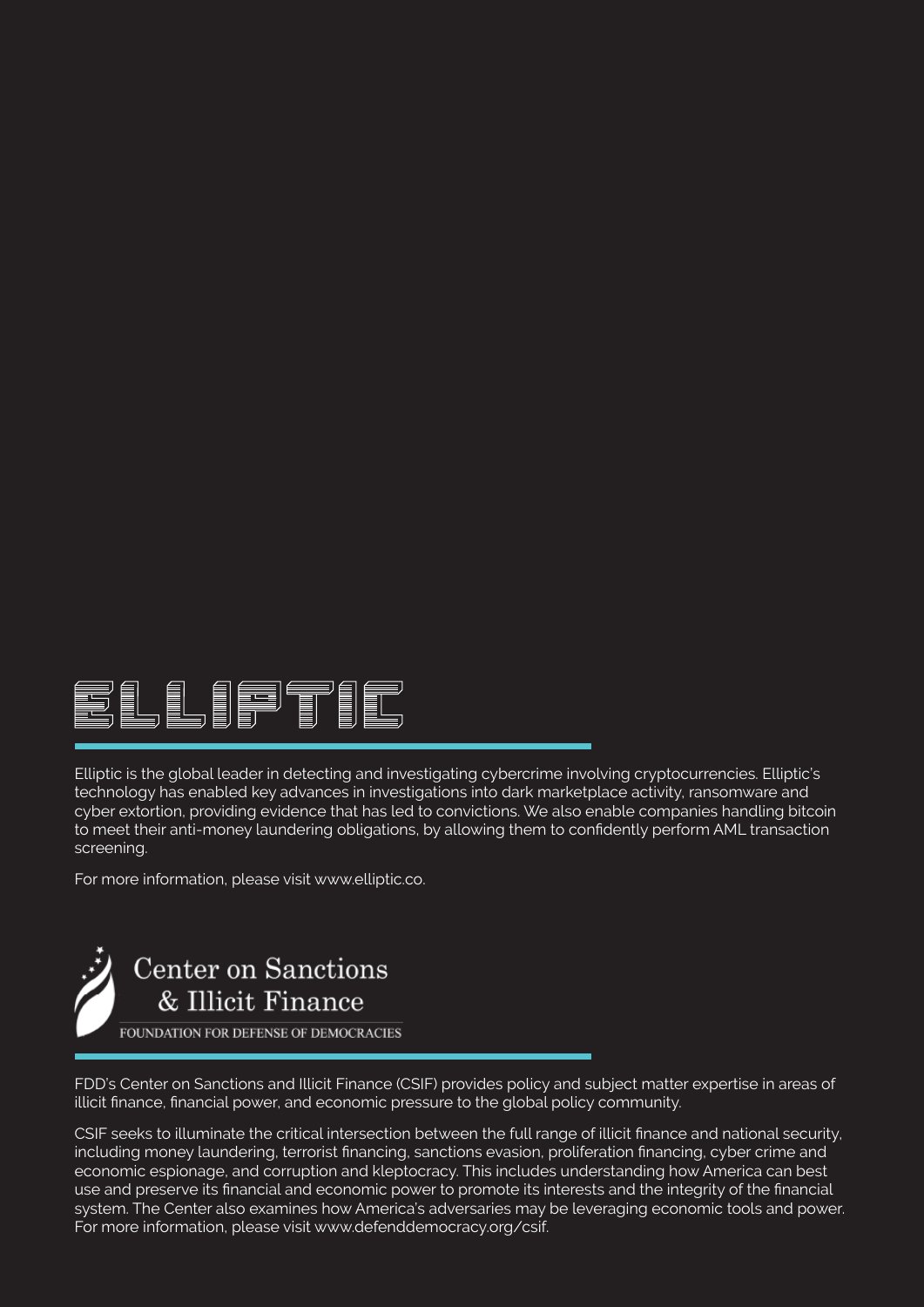# ELLIPTIC

Elliptic is the global leader in detecting and investigating cybercrime involving cryptocurrencies. Elliptic's technology has enabled key advances in investigations into dark marketplace activity, ransomware and cyber extortion, providing evidence that has led to convictions. We also enable companies handling bitcoin to meet their anti-money laundering obligations, by allowing them to confidently perform AML transaction screening.

For more information, please visit www.elliptic.co.

# Center on Sanctions & Illicit Finance

FOUNDATION FOR DEFENSE OF DEMOCRACIES

FDD's Center on Sanctions and Illicit Finance (CSIF) provides policy and subject matter expertise in areas of illicit finance, financial power, and economic pressure to the global policy community.

CSIF seeks to illuminate the critical intersection between the full range of illicit finance and national security, including money laundering, terrorist financing, sanctions evasion, proliferation financing, cyber crime and economic espionage, and corruption and kleptocracy. This includes understanding how America can best use and preserve its financial and economic power to promote its interests and the integrity of the financial system. The Center also examines how America's adversaries may be leveraging economic tools and power. For more information, please visit www.defenddemocracy.org/csif.